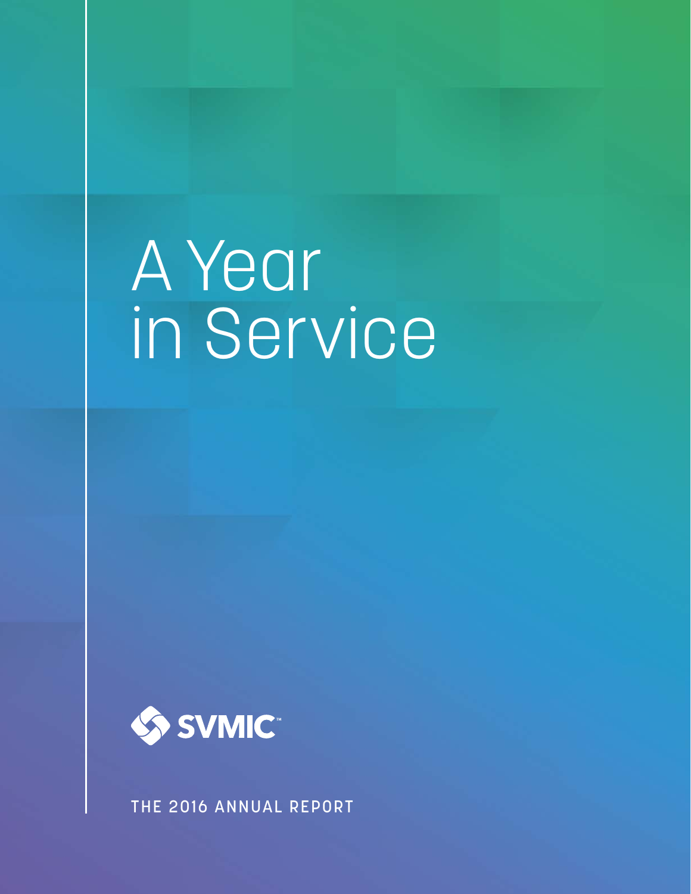# A Year in Service

SVMIC™

THE 2016 ANNUAL REPORT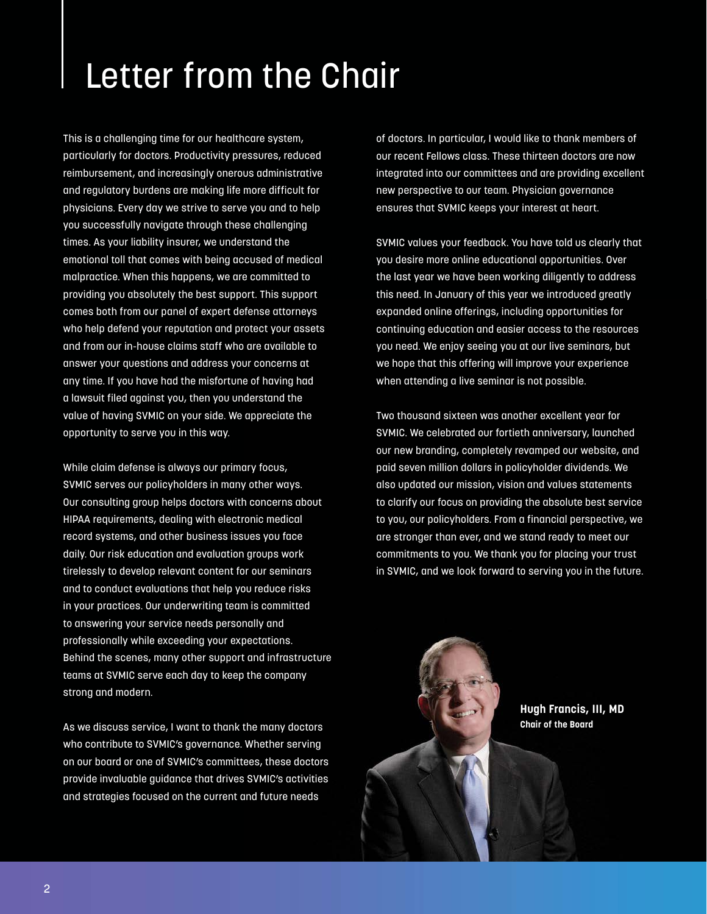# Letter from the Chair

This is a challenging time for our healthcare system, particularly for doctors. Productivity pressures, reduced reimbursement, and increasingly onerous administrative and regulatory burdens are making life more difficult for physicians. Every day we strive to serve you and to help you successfully navigate through these challenging times. As your liability insurer, we understand the emotional toll that comes with being accused of medical malpractice. When this happens, we are committed to providing you absolutely the best support. This support comes both from our panel of expert defense attorneys who help defend your reputation and protect your assets and from our in-house claims staff who are available to answer your questions and address your concerns at any time. If you have had the misfortune of having had a lawsuit filed against you, then you understand the value of having SVMIC on your side. We appreciate the opportunity to serve you in this way.

While claim defense is always our primary focus, SVMIC serves our policyholders in many other ways. Our consulting group helps doctors with concerns about HIPAA requirements, dealing with electronic medical record systems, and other business issues you face daily. Our risk education and evaluation groups work tirelessly to develop relevant content for our seminars and to conduct evaluations that help you reduce risks in your practices. Our underwriting team is committed to answering your service needs personally and professionally while exceeding your expectations. Behind the scenes, many other support and infrastructure teams at SVMIC serve each day to keep the company strong and modern.

As we discuss service, I want to thank the many doctors who contribute to SVMIC's governance. Whether serving on our board or one of SVMIC's committees, these doctors provide invaluable guidance that drives SVMIC's activities and strategies focused on the current and future needs of doctors. In particular, I would like to thank members of our recent Fellows class. These thirteen doctors are now integrated into our committees and are providing excellent new perspective to our team. Physician governance ensures that SVMIC keeps your interest at heart.

SVMIC values your feedback. You have told us clearly that you desire more online educational opportunities. Over the last year we have been working diligently to address this need. In January of this year we introduced greatly expanded online offerings, including opportunities for continuing education and easier access to the resources you need. We enjoy seeing you at our live seminars, but we hope that this offering will improve your experience when attending a live seminar is not possible.

Two thousand sixteen was another excellent year for SVMIC. We celebrated our fortieth anniversary, launched our new branding, completely revamped our website, and paid seven million dollars in policyholder dividends. We also updated our mission, vision and values statements to clarify our focus on providing the absolute best service to you, our policyholders. From a financial perspective, we are stronger than ever, and we stand ready to meet our commitments to you. We thank you for placing your trust in SVMIC, and we look forward to serving you in the future.

**Hugh Francis, III, MD**
**Chair of the Board**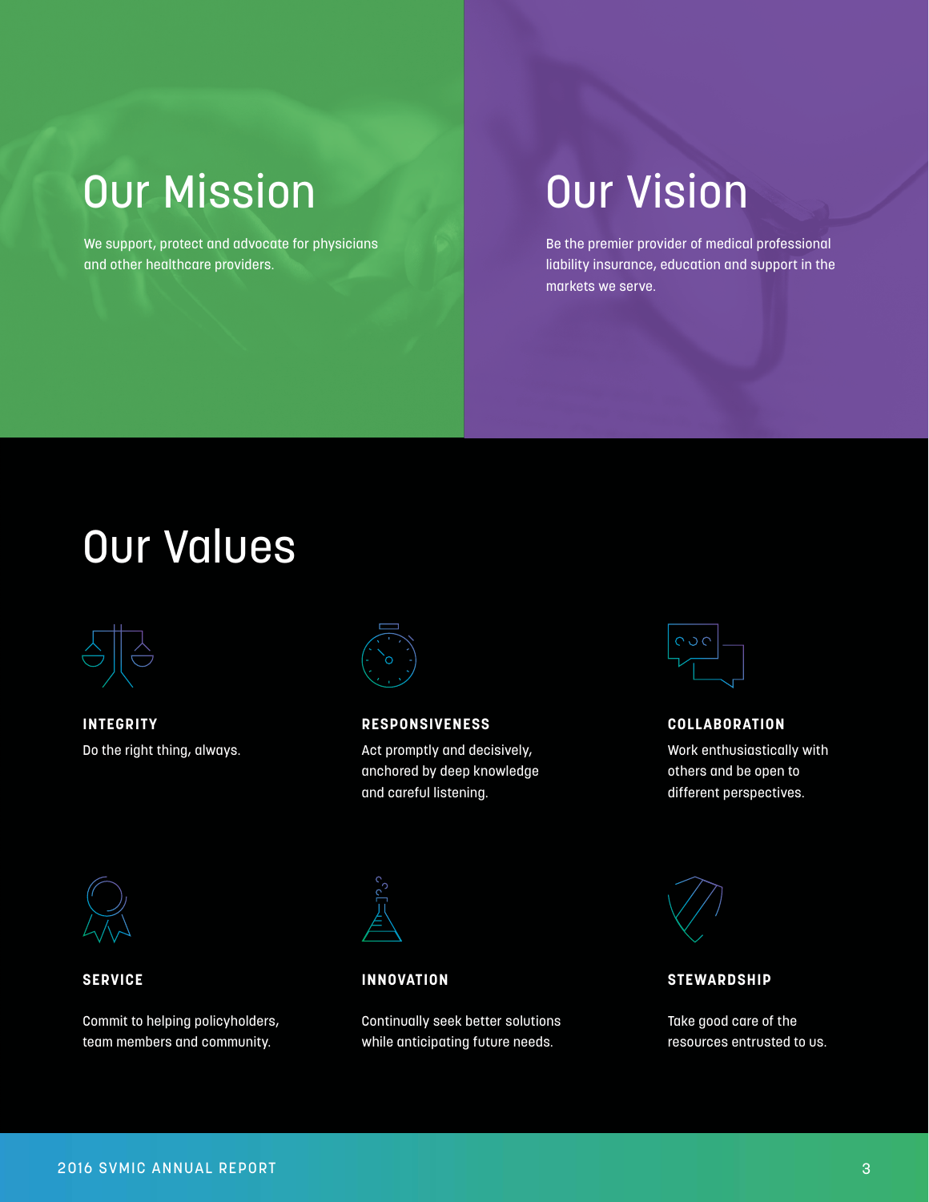## Our Mission

We support, protect and advocate for physicians and other healthcare providers.

## Our Vision

Be the premier provider of medical professional liability insurance, education and support in the markets we serve.

## Our Values

**INTEGRITY**

Do the right thing, always.

**RESPONSIVENESS**

Act promptly and decisively, anchored by deep knowledge and careful listening.

**COLLABORATION**

Work enthusiastically with others and be open to different perspectives.

**SERVICE**

Commit to helping policyholders, team members and community.

**INNOVATION**

Continually seek better solutions while anticipating future needs.

**STEWARDSHIP**

Take good care of the resources entrusted to us.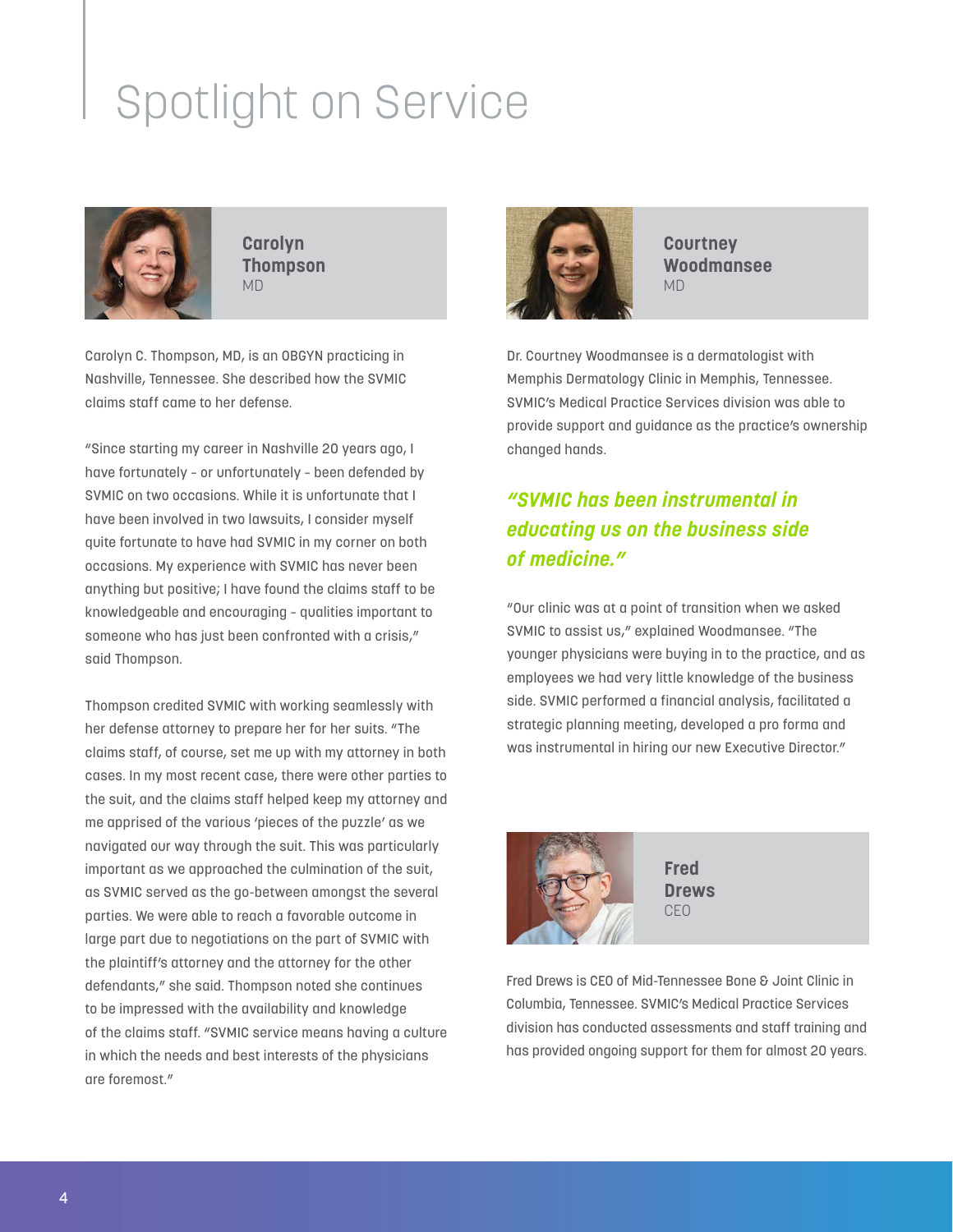# Spotlight on Service

**Carolyn Thompson**
MD

Carolyn C. Thompson, MD, is an OBGYN practicing in Nashville, Tennessee. She described how the SVMIC claims staff came to her defense.

"Since starting my career in Nashville 20 years ago, I have fortunately – or unfortunately – been defended by SVMIC on two occasions. While it is unfortunate that I have been involved in two lawsuits, I consider myself quite fortunate to have had SVMIC in my corner on both occasions. My experience with SVMIC has never been anything but positive; I have found the claims staff to be knowledgeable and encouraging – qualities important to someone who has just been confronted with a crisis," said Thompson.

Thompson credited SVMIC with working seamlessly with her defense attorney to prepare her for her suits. "The claims staff, of course, set me up with my attorney in both cases. In my most recent case, there were other parties to the suit, and the claims staff helped keep my attorney and me apprised of the various 'pieces of the puzzle' as we navigated our way through the suit. This was particularly important as we approached the culmination of the suit, as SVMIC served as the go-between amongst the several parties. We were able to reach a favorable outcome in large part due to negotiations on the part of SVMIC with the plaintiff's attorney and the attorney for the other defendants," she said. Thompson noted she continues to be impressed with the availability and knowledge of the claims staff. "SVMIC service means having a culture in which the needs and best interests of the physicians are foremost."

**Courtney Woodmansee**
MD

Dr. Courtney Woodmansee is a dermatologist with Memphis Dermatology Clinic in Memphis, Tennessee. SVMIC's Medical Practice Services division was able to provide support and guidance as the practice's ownership changed hands.

***"SVMIC has been instrumental in educating us on the business side of medicine."***

"Our clinic was at a point of transition when we asked SVMIC to assist us," explained Woodmansee. "The younger physicians were buying in to the practice, and as employees we had very little knowledge of the business side. SVMIC performed a financial analysis, facilitated a strategic planning meeting, developed a pro forma and was instrumental in hiring our new Executive Director."

**Fred Drews**
CEO

Fred Drews is CEO of Mid-Tennessee Bone & Joint Clinic in Columbia, Tennessee. SVMIC's Medical Practice Services division has conducted assessments and staff training and has provided ongoing support for them for almost 20 years.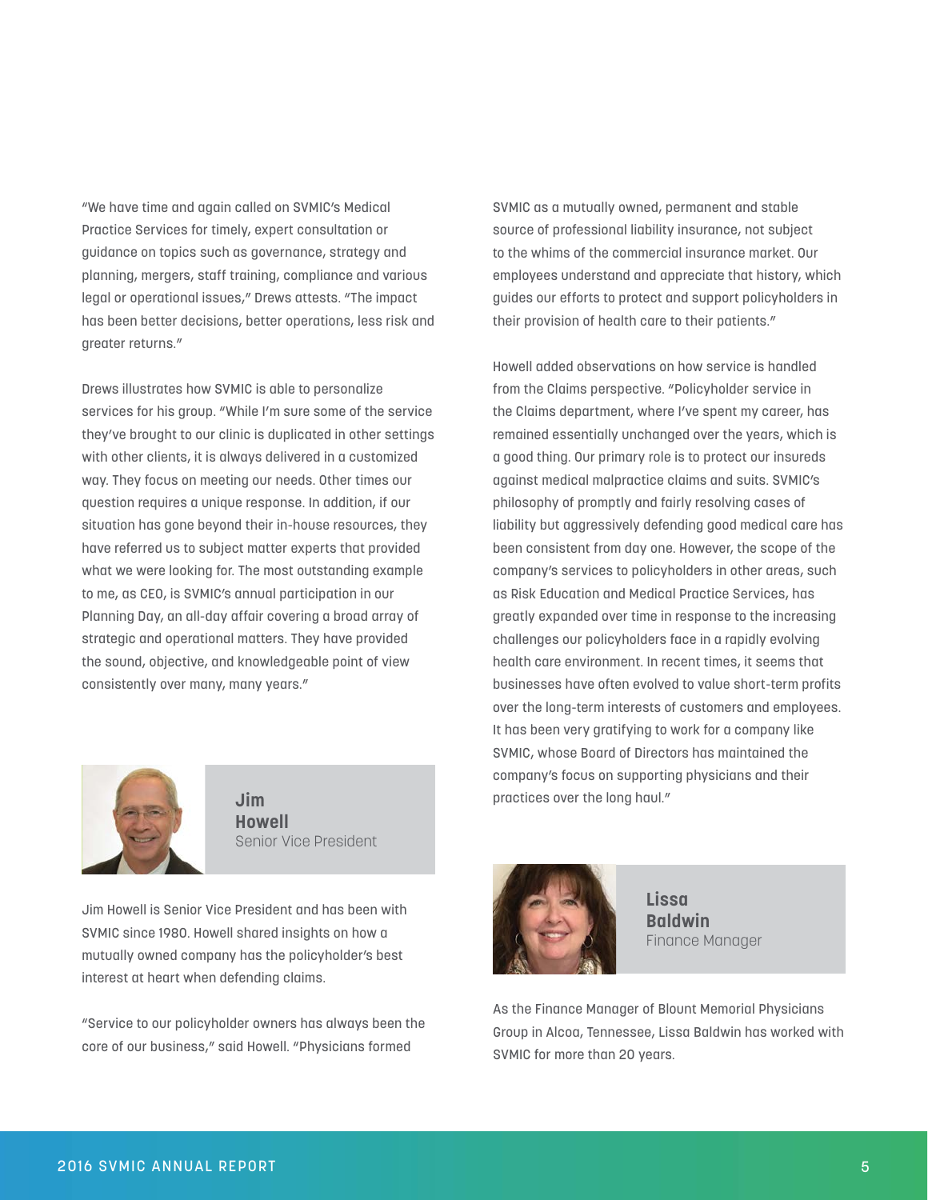"We have time and again called on SVMIC's Medical Practice Services for timely, expert consultation or guidance on topics such as governance, strategy and planning, mergers, staff training, compliance and various legal or operational issues," Drews attests. "The impact has been better decisions, better operations, less risk and greater returns."

Drews illustrates how SVMIC is able to personalize services for his group. "While I'm sure some of the service they've brought to our clinic is duplicated in other settings with other clients, it is always delivered in a customized way. They focus on meeting our needs. Other times our question requires a unique response. In addition, if our situation has gone beyond their in-house resources, they have referred us to subject matter experts that provided what we were looking for. The most outstanding example to me, as CEO, is SVMIC's annual participation in our Planning Day, an all-day affair covering a broad array of strategic and operational matters. They have provided the sound, objective, and knowledgeable point of view consistently over many, many years."

**Jim Howell**
Senior Vice President

Jim Howell is Senior Vice President and has been with SVMIC since 1980. Howell shared insights on how a mutually owned company has the policyholder's best interest at heart when defending claims.

"Service to our policyholder owners has always been the core of our business," said Howell. "Physicians formed SVMIC as a mutually owned, permanent and stable source of professional liability insurance, not subject to the whims of the commercial insurance market. Our employees understand and appreciate that history, which guides our efforts to protect and support policyholders in their provision of health care to their patients."

Howell added observations on how service is handled from the Claims perspective. "Policyholder service in the Claims department, where I've spent my career, has remained essentially unchanged over the years, which is a good thing. Our primary role is to protect our insureds against medical malpractice claims and suits. SVMIC's philosophy of promptly and fairly resolving cases of liability but aggressively defending good medical care has been consistent from day one. However, the scope of the company's services to policyholders in other areas, such as Risk Education and Medical Practice Services, has greatly expanded over time in response to the increasing challenges our policyholders face in a rapidly evolving health care environment. In recent times, it seems that businesses have often evolved to value short-term profits over the long-term interests of customers and employees. It has been very gratifying to work for a company like SVMIC, whose Board of Directors has maintained the company's focus on supporting physicians and their practices over the long haul."

**Lissa Baldwin**
Finance Manager

As the Finance Manager of Blount Memorial Physicians Group in Alcoa, Tennessee, Lissa Baldwin has worked with SVMIC for more than 20 years.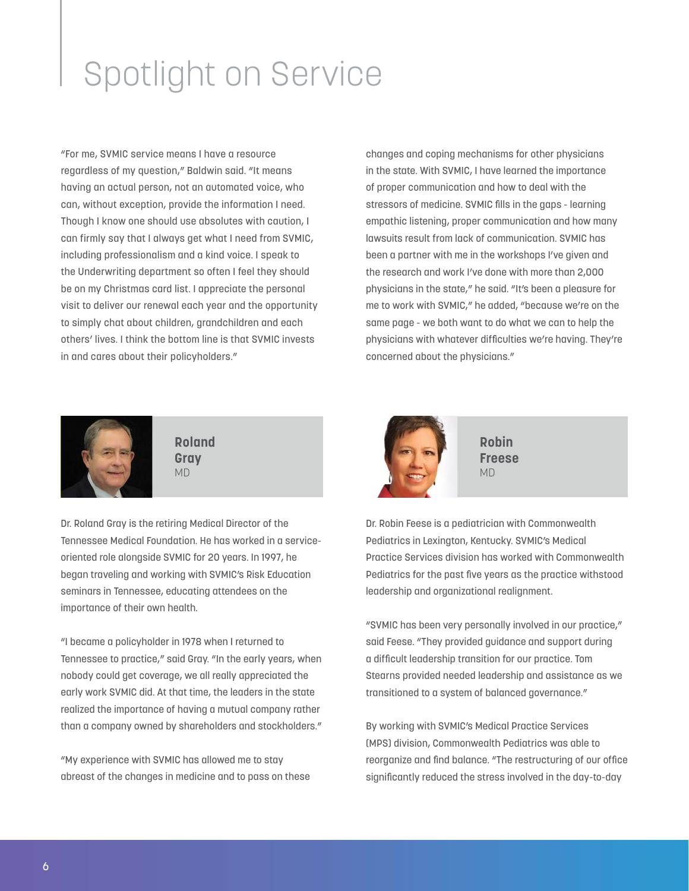# Spotlight on Service

"For me, SVMIC service means I have a resource regardless of my question," Baldwin said. "It means having an actual person, not an automated voice, who can, without exception, provide the information I need. Though I know one should use absolutes with caution, I can firmly say that I always get what I need from SVMIC, including professionalism and a kind voice. I speak to the Underwriting department so often I feel they should be on my Christmas card list. I appreciate the personal visit to deliver our renewal each year and the opportunity to simply chat about children, grandchildren and each others' lives. I think the bottom line is that SVMIC invests in and cares about their policyholders."

**Roland Gray**
MD

Dr. Roland Gray is the retiring Medical Director of the Tennessee Medical Foundation. He has worked in a service-oriented role alongside SVMIC for 20 years. In 1997, he began traveling and working with SVMIC's Risk Education seminars in Tennessee, educating attendees on the importance of their own health.

"I became a policyholder in 1978 when I returned to Tennessee to practice," said Gray. "In the early years, when nobody could get coverage, we all really appreciated the early work SVMIC did. At that time, the leaders in the state realized the importance of having a mutual company rather than a company owned by shareholders and stockholders."

"My experience with SVMIC has allowed me to stay abreast of the changes in medicine and to pass on these changes and coping mechanisms for other physicians in the state. With SVMIC, I have learned the importance of proper communication and how to deal with the stressors of medicine. SVMIC fills in the gaps - learning empathic listening, proper communication and how many lawsuits result from lack of communication. SVMIC has been a partner with me in the workshops I've given and the research and work I've done with more than 2,000 physicians in the state," he said. "It's been a pleasure for me to work with SVMIC," he added, "because we're on the same page - we both want to do what we can to help the physicians with whatever difficulties we're having. They're concerned about the physicians."

**Robin Freese**
MD

Dr. Robin Feese is a pediatrician with Commonwealth Pediatrics in Lexington, Kentucky. SVMIC's Medical Practice Services division has worked with Commonwealth Pediatrics for the past five years as the practice withstood leadership and organizational realignment.

"SVMIC has been very personally involved in our practice," said Feese. "They provided guidance and support during a difficult leadership transition for our practice. Tom Stearns provided needed leadership and assistance as we transitioned to a system of balanced governance."

By working with SVMIC's Medical Practice Services (MPS) division, Commonwealth Pediatrics was able to reorganize and find balance. "The restructuring of our office significantly reduced the stress involved in the day-to-day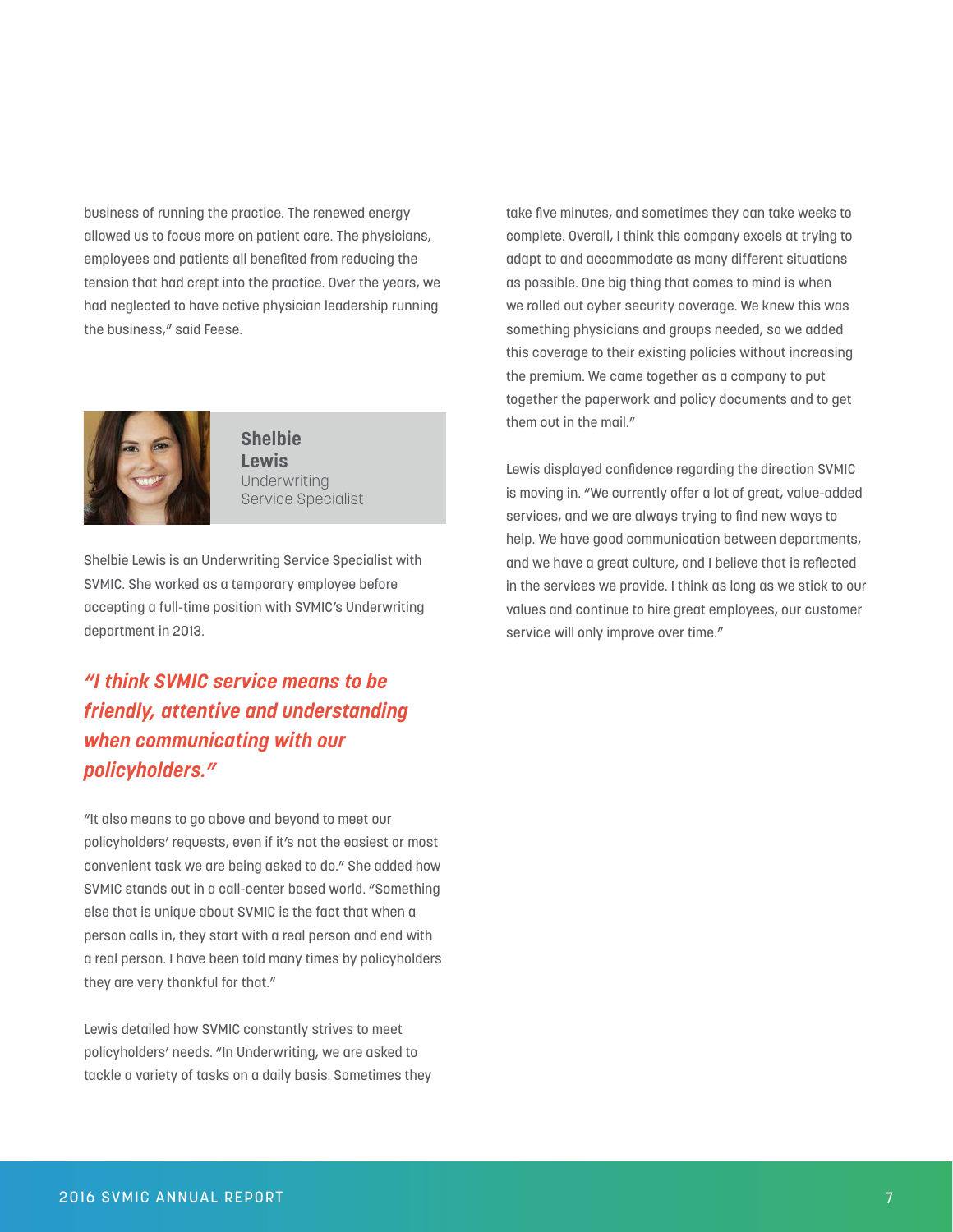business of running the practice. The renewed energy allowed us to focus more on patient care. The physicians, employees and patients all benefited from reducing the tension that had crept into the practice. Over the years, we had neglected to have active physician leadership running the business," said Feese.

**Shelbie Lewis**
Underwriting Service Specialist

Shelbie Lewis is an Underwriting Service Specialist with SVMIC. She worked as a temporary employee before accepting a full-time position with SVMIC's Underwriting department in 2013.

***"I think SVMIC service means to be friendly, attentive and understanding when communicating with our policyholders."***

"It also means to go above and beyond to meet our policyholders' requests, even if it's not the easiest or most convenient task we are being asked to do." She added how SVMIC stands out in a call-center based world. "Something else that is unique about SVMIC is the fact that when a person calls in, they start with a real person and end with a real person. I have been told many times by policyholders they are very thankful for that."

Lewis detailed how SVMIC constantly strives to meet policyholders' needs. "In Underwriting, we are asked to tackle a variety of tasks on a daily basis. Sometimes they take five minutes, and sometimes they can take weeks to complete. Overall, I think this company excels at trying to adapt to and accommodate as many different situations as possible. One big thing that comes to mind is when we rolled out cyber security coverage. We knew this was something physicians and groups needed, so we added this coverage to their existing policies without increasing the premium. We came together as a company to put together the paperwork and policy documents and to get them out in the mail."

Lewis displayed confidence regarding the direction SVMIC is moving in. "We currently offer a lot of great, value-added services, and we are always trying to find new ways to help. We have good communication between departments, and we have a great culture, and I believe that is reflected in the services we provide. I think as long as we stick to our values and continue to hire great employees, our customer service will only improve over time."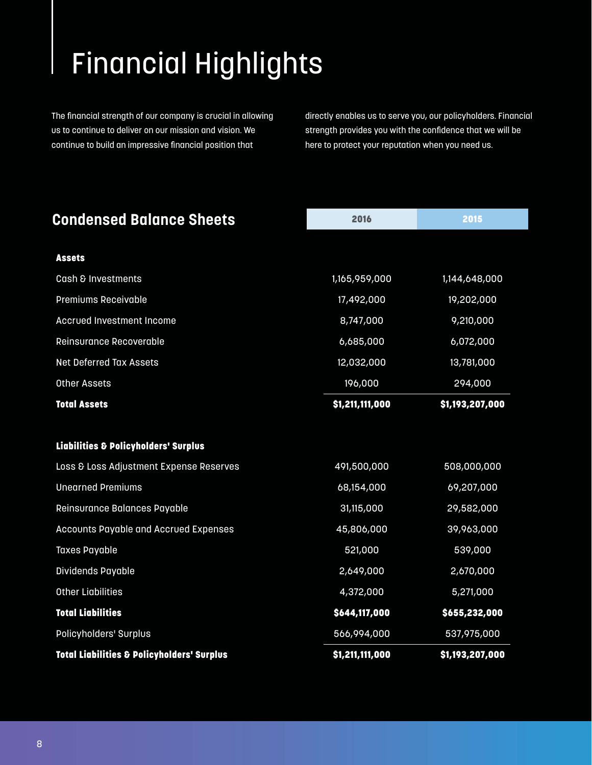# Financial Highlights

The financial strength of our company is crucial in allowing us to continue to deliver on our mission and vision. We continue to build an impressive financial position that directly enables us to serve you, our policyholders. Financial strength provides you with the confidence that we will be here to protect your reputation when you need us.

## Condensed Balance Sheets

| | 2016 | 2015 |
|---|---|---|
| **Assets** | | |
| Cash & Investments | 1,165,959,000 | 1,144,648,000 |
| Premiums Receivable | 17,492,000 | 19,202,000 |
| Accrued Investment Income | 8,747,000 | 9,210,000 |
| Reinsurance Recoverable | 6,685,000 | 6,072,000 |
| Net Deferred Tax Assets | 12,032,000 | 13,781,000 |
| Other Assets | 196,000 | 294,000 |
| **Total Assets** | **$1,211,111,000** | **$1,193,207,000** |
| **Liabilities & Policyholders' Surplus** | | |
| Loss & Loss Adjustment Expense Reserves | 491,500,000 | 508,000,000 |
| Unearned Premiums | 68,154,000 | 69,207,000 |
| Reinsurance Balances Payable | 31,115,000 | 29,582,000 |
| Accounts Payable and Accrued Expenses | 45,806,000 | 39,963,000 |
| Taxes Payable | 521,000 | 539,000 |
| Dividends Payable | 2,649,000 | 2,670,000 |
| Other Liabilities | 4,372,000 | 5,271,000 |
| **Total Liabilities** | **$644,117,000** | **$655,232,000** |
| Policyholders' Surplus | 566,994,000 | 537,975,000 |
| **Total Liabilities & Policyholders' Surplus** | **$1,211,111,000** | **$1,193,207,000** |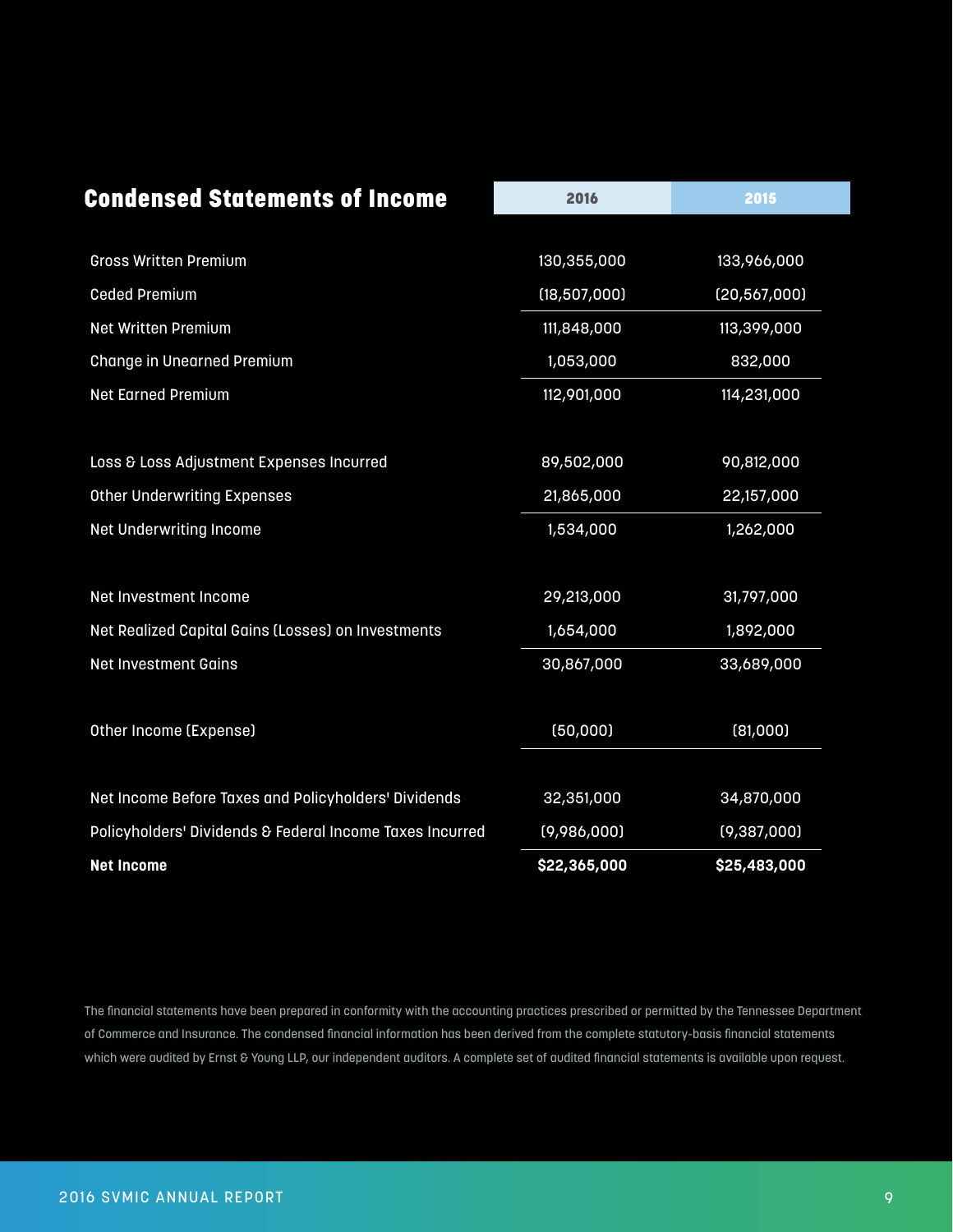## Condensed Statements of Income

| | 2016 | 2015 |
|---|---|---|
| Gross Written Premium | 130,355,000 | 133,966,000 |
| Ceded Premium | (18,507,000) | (20,567,000) |
| Net Written Premium | 111,848,000 | 113,399,000 |
| Change in Unearned Premium | 1,053,000 | 832,000 |
| Net Earned Premium | 112,901,000 | 114,231,000 |
| | | |
| Loss & Loss Adjustment Expenses Incurred | 89,502,000 | 90,812,000 |
| Other Underwriting Expenses | 21,865,000 | 22,157,000 |
| Net Underwriting Income | 1,534,000 | 1,262,000 |
| | | |
| Net Investment Income | 29,213,000 | 31,797,000 |
| Net Realized Capital Gains (Losses) on Investments | 1,654,000 | 1,892,000 |
| Net Investment Gains | 30,867,000 | 33,689,000 |
| | | |
| Other Income (Expense) | (50,000) | (81,000) |
| | | |
| Net Income Before Taxes and Policyholders' Dividends | 32,351,000 | 34,870,000 |
| Policyholders' Dividends & Federal Income Taxes Incurred | (9,986,000) | (9,387,000) |
| **Net Income** | **$22,365,000** | **$25,483,000** |

The financial statements have been prepared in conformity with the accounting practices prescribed or permitted by the Tennessee Department of Commerce and Insurance. The condensed financial information has been derived from the complete statutory-basis financial statements which were audited by Ernst & Young LLP, our independent auditors. A complete set of audited financial statements is available upon request.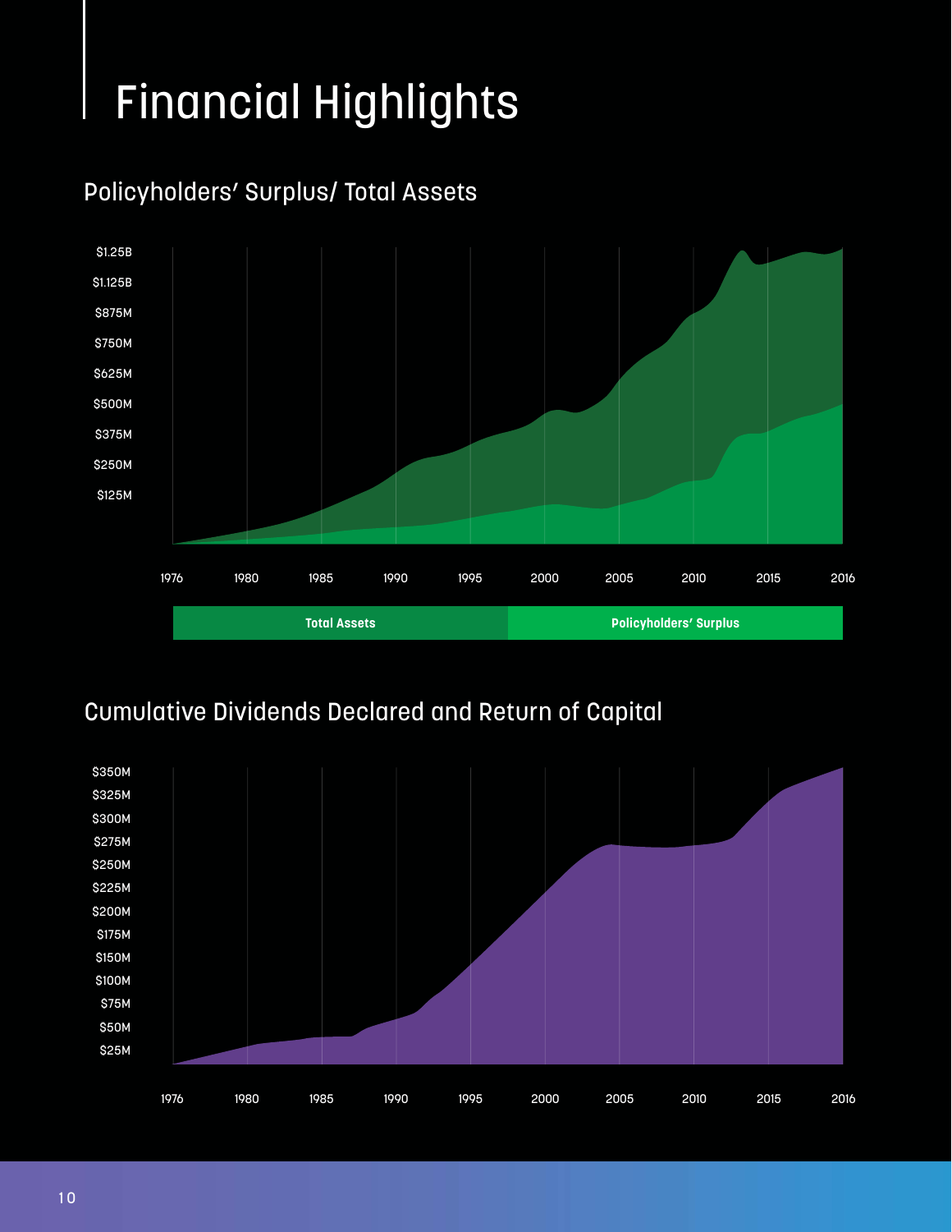# Financial Highlights

## Policyholders' Surplus/ Total Assets

$1.25B
$1.125B
$875M
$750M
$625M
$500M
$375M
$250M
$125M

1976 1980 1985 1990 1995 2000 2005 2010 2015 2016

Total Assets | Policyholders' Surplus

## Cumulative Dividends Declared and Return of Capital

$350M
$325M
$300M
$275M
$250M
$225M
$200M
$175M
$150M
$100M
$75M
$50M
$25M

1976 1980 1985 1990 1995 2000 2005 2010 2015 2016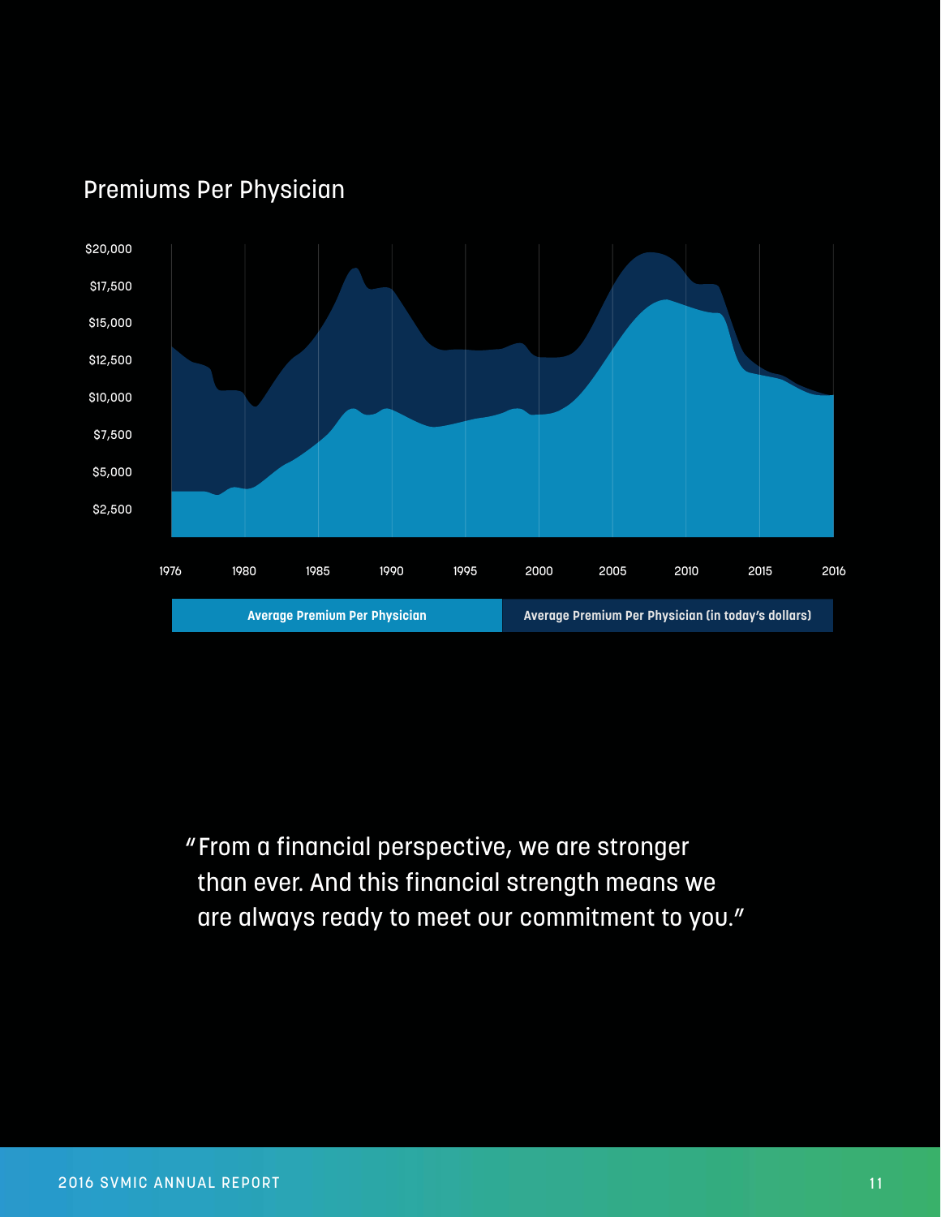## Premiums Per Physician

$20,000
$17,500
$15,000
$12,500
$10,000
$7,500
$5,000
$2,500

1976 1980 1985 1990 1995 2000 2005 2010 2015 2016

**Average Premium Per Physician** | **Average Premium Per Physician (in today's dollars)**

"From a financial perspective, we are stronger than ever. And this financial strength means we are always ready to meet our commitment to you."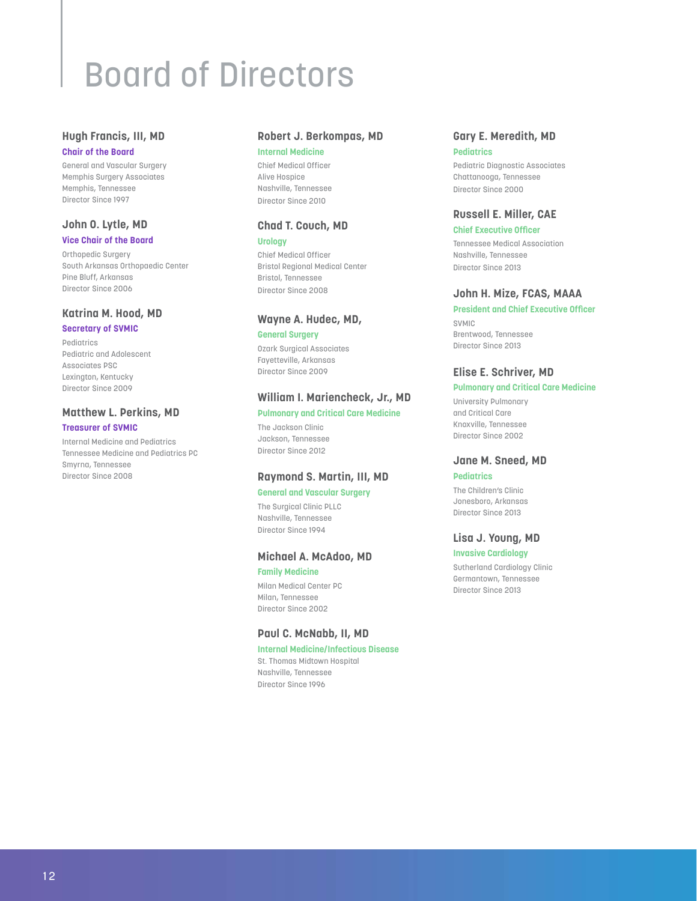# Board of Directors

### Hugh Francis, III, MD

**Chair of the Board**

General and Vascular Surgery
Memphis Surgery Associates
Memphis, Tennessee
Director Since 1997

### John O. Lytle, MD

**Vice Chair of the Board**

Orthopedic Surgery
South Arkansas Orthopaedic Center
Pine Bluff, Arkansas
Director Since 2006

### Katrina M. Hood, MD

**Secretary of SVMIC**

Pediatrics
Pediatric and Adolescent
Associates PSC
Lexington, Kentucky
Director Since 2009

### Matthew L. Perkins, MD

**Treasurer of SVMIC**

Internal Medicine and Pediatrics
Tennessee Medicine and Pediatrics PC
Smyrna, Tennessee
Director Since 2008

### Robert J. Berkompas, MD

**Internal Medicine**

Chief Medical Officer
Alive Hospice
Nashville, Tennessee
Director Since 2010

### Chad T. Couch, MD

**Urology**

Chief Medical Officer
Bristol Regional Medical Center
Bristol, Tennessee
Director Since 2008

### Wayne A. Hudec, MD,

**General Surgery**

Ozark Surgical Associates
Fayetteville, Arkansas
Director Since 2009

### William I. Mariencheck, Jr., MD

**Pulmonary and Critical Care Medicine**

The Jackson Clinic
Jackson, Tennessee
Director Since 2012

### Raymond S. Martin, III, MD

**General and Vascular Surgery**

The Surgical Clinic PLLC
Nashville, Tennessee
Director Since 1994

### Michael A. McAdoo, MD

**Family Medicine**

Milan Medical Center PC
Milan, Tennessee
Director Since 2002

### Paul C. McNabb, II, MD

**Internal Medicine/Infectious Disease**

St. Thomas Midtown Hospital
Nashville, Tennessee
Director Since 1996

### Gary E. Meredith, MD

**Pediatrics**

Pediatric Diagnostic Associates
Chattanooga, Tennessee
Director Since 2000

### Russell E. Miller, CAE

**Chief Executive Officer**

Tennessee Medical Association
Nashville, Tennessee
Director Since 2013

### John H. Mize, FCAS, MAAA

**President and Chief Executive Officer**

SVMIC
Brentwood, Tennessee
Director Since 2013

### Elise E. Schriver, MD

**Pulmonary and Critical Care Medicine**

University Pulmonary
and Critical Care
Knoxville, Tennessee
Director Since 2002

### Jane M. Sneed, MD

**Pediatrics**

The Children's Clinic
Jonesboro, Arkansas
Director Since 2013

### Lisa J. Young, MD

**Invasive Cardiology**

Sutherland Cardiology Clinic
Germantown, Tennessee
Director Since 2013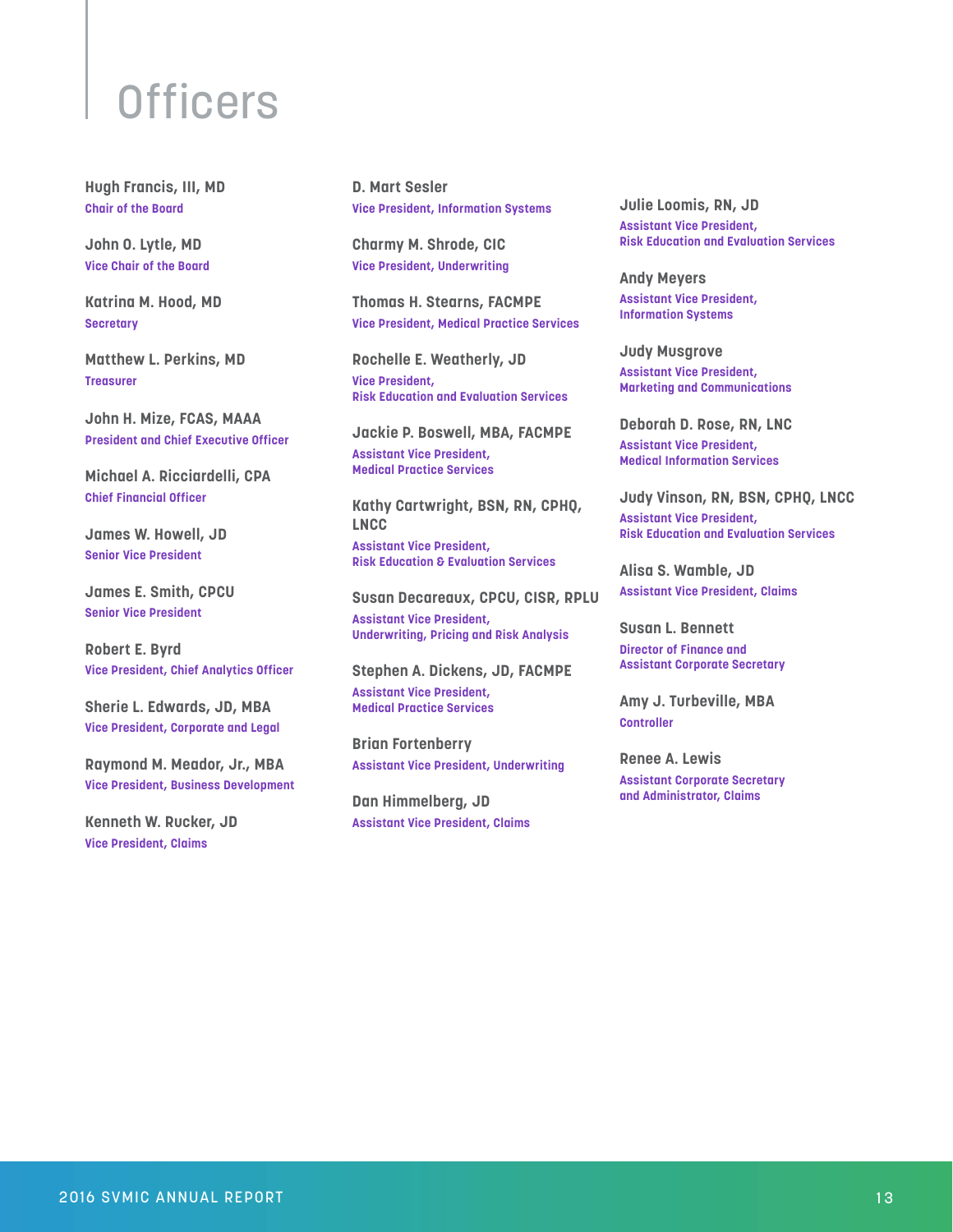# Officers

**Hugh Francis, III, MD**
Chair of the Board

**John O. Lytle, MD**
Vice Chair of the Board

**Katrina M. Hood, MD**
Secretary

**Matthew L. Perkins, MD**
Treasurer

**John H. Mize, FCAS, MAAA**
President and Chief Executive Officer

**Michael A. Ricciardelli, CPA**
Chief Financial Officer

**James W. Howell, JD**
Senior Vice President

**James E. Smith, CPCU**
Senior Vice President

**Robert E. Byrd**
Vice President, Chief Analytics Officer

**Sherie L. Edwards, JD, MBA**
Vice President, Corporate and Legal

**Raymond M. Meador, Jr., MBA**
Vice President, Business Development

**Kenneth W. Rucker, JD**
Vice President, Claims

**D. Mart Sesler**
Vice President, Information Systems

**Charmy M. Shrode, CIC**
Vice President, Underwriting

**Thomas H. Stearns, FACMPE**
Vice President, Medical Practice Services

**Rochelle E. Weatherly, JD**
Vice President,
Risk Education and Evaluation Services

**Jackie P. Boswell, MBA, FACMPE**
Assistant Vice President,
Medical Practice Services

**Kathy Cartwright, BSN, RN, CPHQ, LNCC**
Assistant Vice President,
Risk Education & Evaluation Services

**Susan Decareaux, CPCU, CISR, RPLU**
Assistant Vice President,
Underwriting, Pricing and Risk Analysis

**Stephen A. Dickens, JD, FACMPE**
Assistant Vice President,
Medical Practice Services

**Brian Fortenberry**
Assistant Vice President, Underwriting

**Dan Himmelberg, JD**
Assistant Vice President, Claims

**Julie Loomis, RN, JD**
Assistant Vice President,
Risk Education and Evaluation Services

**Andy Meyers**
Assistant Vice President,
Information Systems

**Judy Musgrove**
Assistant Vice President,
Marketing and Communications

**Deborah D. Rose, RN, LNC**
Assistant Vice President,
Medical Information Services

**Judy Vinson, RN, BSN, CPHQ, LNCC**
Assistant Vice President,
Risk Education and Evaluation Services

**Alisa S. Wamble, JD**
Assistant Vice President, Claims

**Susan L. Bennett**
Director of Finance and
Assistant Corporate Secretary

**Amy J. Turbeville, MBA**
Controller

**Renee A. Lewis**
Assistant Corporate Secretary
and Administrator, Claims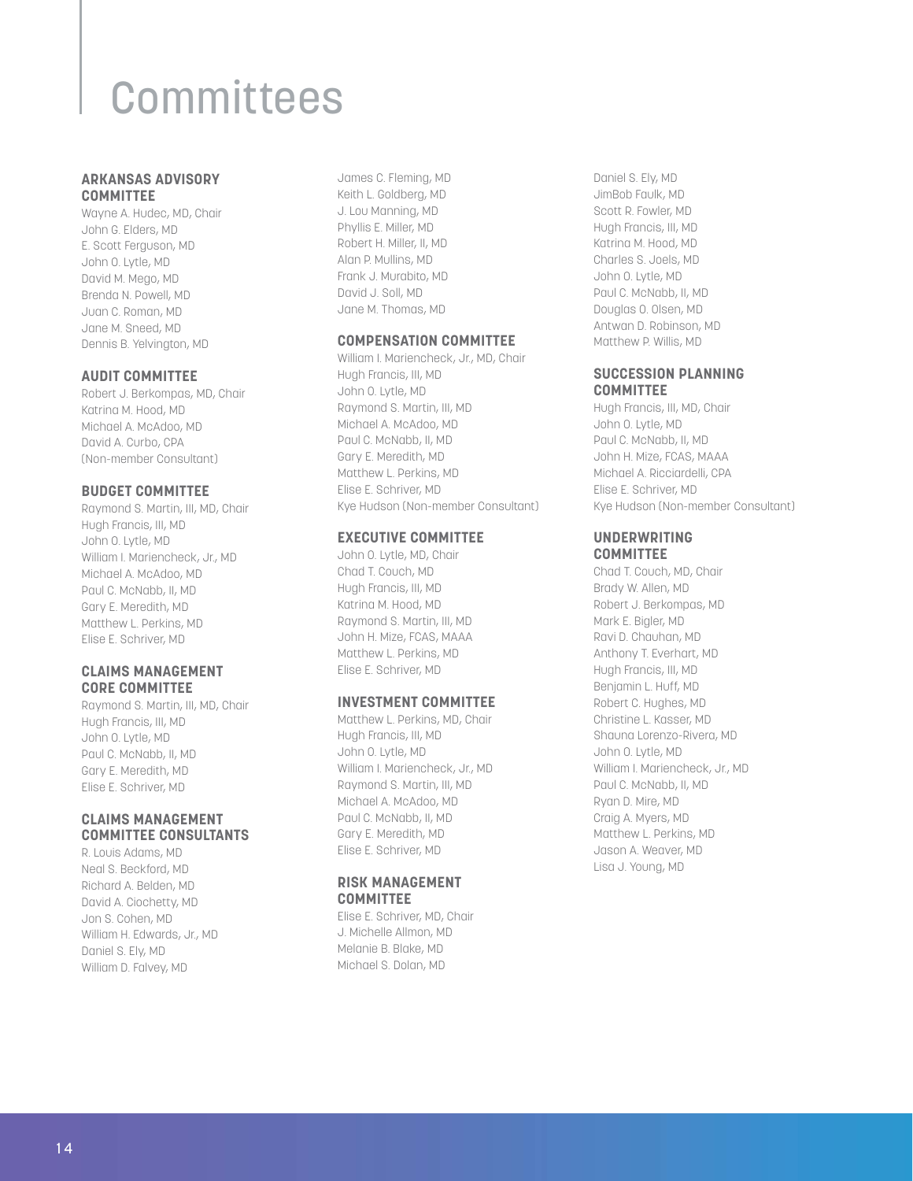# Committees

## ARKANSAS ADVISORY COMMITTEE

Wayne A. Hudec, MD, Chair
John G. Elders, MD
E. Scott Ferguson, MD
John O. Lytle, MD
David M. Mego, MD
Brenda N. Powell, MD
Juan C. Roman, MD
Jane M. Sneed, MD
Dennis B. Yelvington, MD

## AUDIT COMMITTEE

Robert J. Berkompas, MD, Chair
Katrina M. Hood, MD
Michael A. McAdoo, MD
David A. Curbo, CPA
(Non-member Consultant)

## BUDGET COMMITTEE

Raymond S. Martin, III, MD, Chair
Hugh Francis, III, MD
John O. Lytle, MD
William I. Mariencheck, Jr., MD
Michael A. McAdoo, MD
Paul C. McNabb, II, MD
Gary E. Meredith, MD
Matthew L. Perkins, MD
Elise E. Schriver, MD

## CLAIMS MANAGEMENT CORE COMMITTEE

Raymond S. Martin, III, MD, Chair
Hugh Francis, III, MD
John O. Lytle, MD
Paul C. McNabb, II, MD
Gary E. Meredith, MD
Elise E. Schriver, MD

## CLAIMS MANAGEMENT COMMITTEE CONSULTANTS

R. Louis Adams, MD
Neal S. Beckford, MD
Richard A. Belden, MD
David A. Ciochetty, MD
Jon S. Cohen, MD
William H. Edwards, Jr., MD
Daniel S. Ely, MD
William D. Falvey, MD
James C. Fleming, MD
Keith L. Goldberg, MD
J. Lou Manning, MD
Phyllis E. Miller, MD
Robert H. Miller, II, MD
Alan P. Mullins, MD
Frank J. Murabito, MD
David J. Soll, MD
Jane M. Thomas, MD

## COMPENSATION COMMITTEE

William I. Mariencheck, Jr., MD, Chair
Hugh Francis, III, MD
John O. Lytle, MD
Raymond S. Martin, III, MD
Michael A. McAdoo, MD
Paul C. McNabb, II, MD
Gary E. Meredith, MD
Matthew L. Perkins, MD
Elise E. Schriver, MD
Kye Hudson (Non-member Consultant)

## EXECUTIVE COMMITTEE

John O. Lytle, MD, Chair
Chad T. Couch, MD
Hugh Francis, III, MD
Katrina M. Hood, MD
Raymond S. Martin, III, MD
John H. Mize, FCAS, MAAA
Matthew L. Perkins, MD
Elise E. Schriver, MD

## INVESTMENT COMMITTEE

Matthew L. Perkins, MD, Chair
Hugh Francis, III, MD
John O. Lytle, MD
William I. Mariencheck, Jr., MD
Raymond S. Martin, III, MD
Michael A. McAdoo, MD
Paul C. McNabb, II, MD
Gary E. Meredith, MD
Elise E. Schriver, MD

## RISK MANAGEMENT COMMITTEE

Elise E. Schriver, MD, Chair
J. Michelle Allmon, MD
Melanie B. Blake, MD
Michael S. Dolan, MD
Daniel S. Ely, MD
JimBob Faulk, MD
Scott R. Fowler, MD
Hugh Francis, III, MD
Katrina M. Hood, MD
Charles S. Joels, MD
John O. Lytle, MD
Paul C. McNabb, II, MD
Douglas O. Olsen, MD
Antwan D. Robinson, MD
Matthew P. Willis, MD

## SUCCESSION PLANNING COMMITTEE

Hugh Francis, III, MD, Chair
John O. Lytle, MD
Paul C. McNabb, II, MD
John H. Mize, FCAS, MAAA
Michael A. Ricciardelli, CPA
Elise E. Schriver, MD
Kye Hudson (Non-member Consultant)

## UNDERWRITING COMMITTEE

Chad T. Couch, MD, Chair
Brady W. Allen, MD
Robert J. Berkompas, MD
Mark E. Bigler, MD
Ravi D. Chauhan, MD
Anthony T. Everhart, MD
Hugh Francis, III, MD
Benjamin L. Huff, MD
Robert C. Hughes, MD
Christine L. Kasser, MD
Shauna Lorenzo-Rivera, MD
John O. Lytle, MD
William I. Mariencheck, Jr., MD
Paul C. McNabb, II, MD
Ryan D. Mire, MD
Craig A. Myers, MD
Matthew L. Perkins, MD
Jason A. Weaver, MD
Lisa J. Young, MD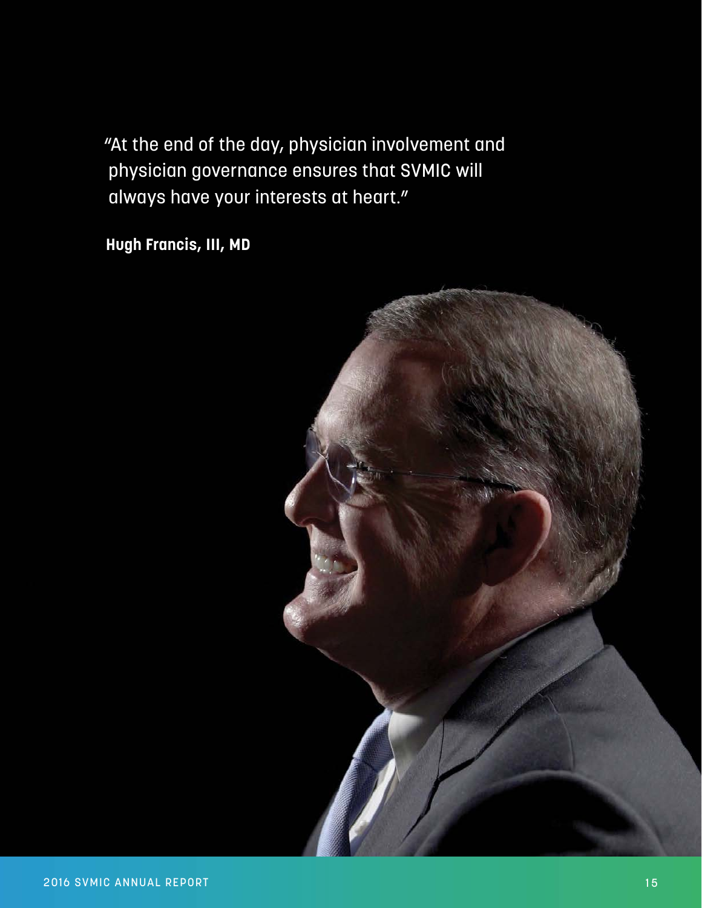"At the end of the day, physician involvement and physician governance ensures that SVMIC will always have your interests at heart."

**Hugh Francis, III, MD**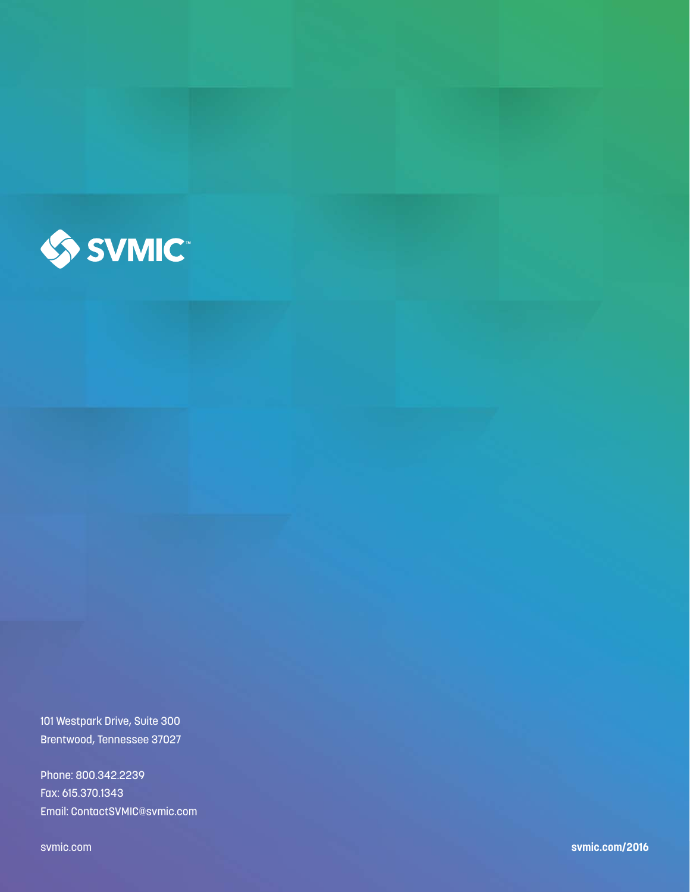SVMIC™

101 Westpark Drive, Suite 300
Brentwood, Tennessee 37027

Phone: 800.342.2239
Fax: 615.370.1343
Email: ContactSVMIC@svmic.com

svmic.com

**svmic.com/2016**